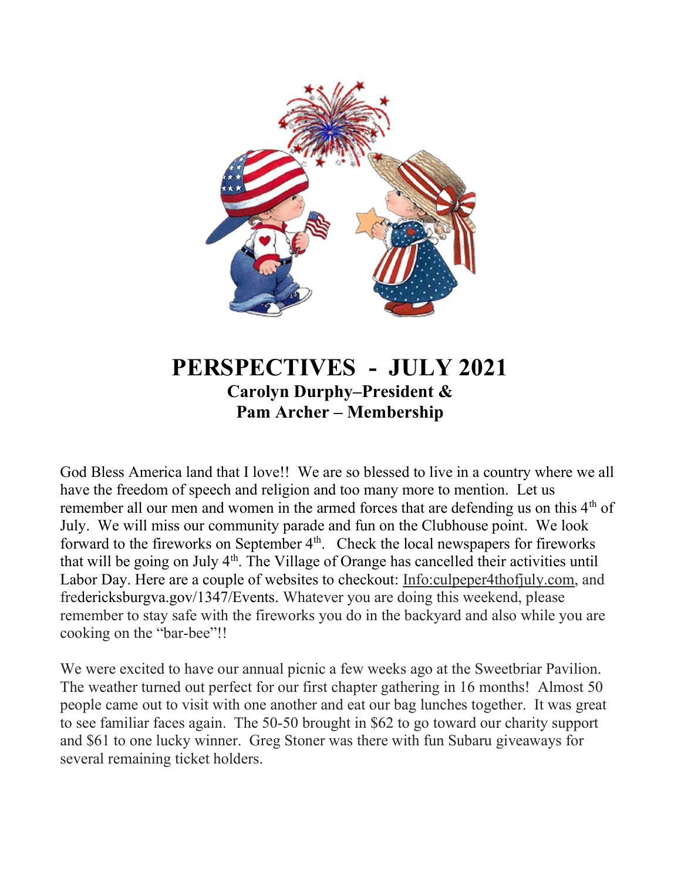# PERSPECTIVES - JULY 2021

**Carolyn Durphy–President &**
**Pam Archer – Membership**

God Bless America land that I love!! We are so blessed to live in a country where we all have the freedom of speech and religion and too many more to mention. Let us remember all our men and women in the armed forces that are defending us on this 4th of July. We will miss our community parade and fun on the Clubhouse point. We look forward to the fireworks on September 4th. Check the local newspapers for fireworks that will be going on July 4th. The Village of Orange has cancelled their activities until Labor Day. Here are a couple of websites to checkout: Info:culpeper4thofjuly.com, and fredericksburgva.gov/1347/Events. Whatever you are doing this weekend, please remember to stay safe with the fireworks you do in the backyard and also while you are cooking on the "bar-bee"!!

We were excited to have our annual picnic a few weeks ago at the Sweetbriar Pavilion. The weather turned out perfect for our first chapter gathering in 16 months! Almost 50 people came out to visit with one another and eat our bag lunches together. It was great to see familiar faces again. The 50-50 brought in $62 to go toward our charity support and $61 to one lucky winner. Greg Stoner was there with fun Subaru giveaways for several remaining ticket holders.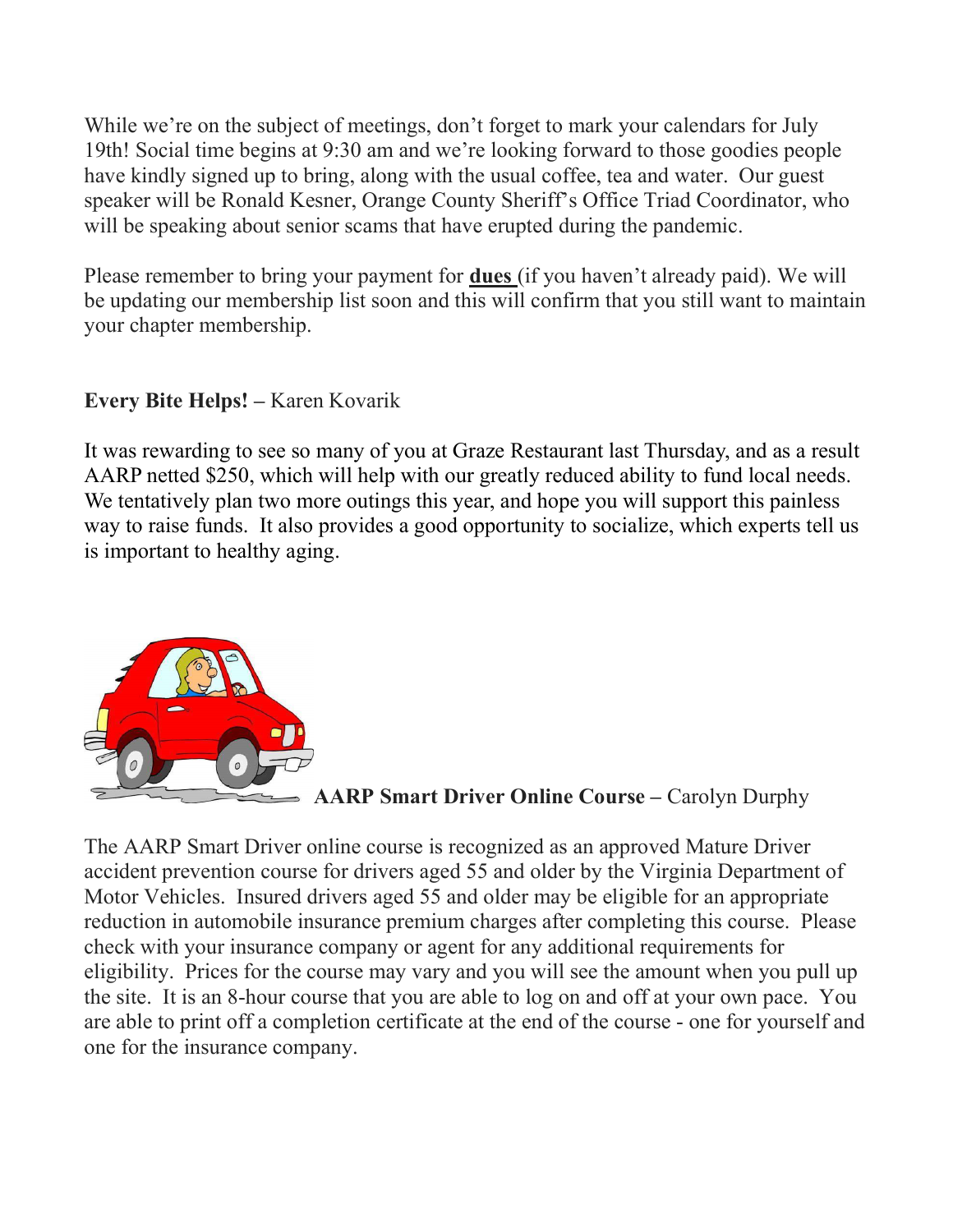While we're on the subject of meetings, don't forget to mark your calendars for July 19th! Social time begins at 9:30 am and we're looking forward to those goodies people have kindly signed up to bring, along with the usual coffee, tea and water.  Our guest speaker will be Ronald Kesner, Orange County Sheriff's Office Triad Coordinator, who will be speaking about senior scams that have erupted during the pandemic.

Please remember to bring your payment for **dues** (if you haven't already paid). We will be updating our membership list soon and this will confirm that you still want to maintain your chapter membership.

**Every Bite Helps! –** Karen Kovarik

It was rewarding to see so many of you at Graze Restaurant last Thursday, and as a result AARP netted $250, which will help with our greatly reduced ability to fund local needs.  We tentatively plan two more outings this year, and hope you will support this painless way to raise funds.  It also provides a good opportunity to socialize, which experts tell us is important to healthy aging.

**AARP Smart Driver Online Course –** Carolyn Durphy

The AARP Smart Driver online course is recognized as an approved Mature Driver accident prevention course for drivers aged 55 and older by the Virginia Department of Motor Vehicles.  Insured drivers aged 55 and older may be eligible for an appropriate reduction in automobile insurance premium charges after completing this course.  Please check with your insurance company or agent for any additional requirements for eligibility.  Prices for the course may vary and you will see the amount when you pull up the site.  It is an 8-hour course that you are able to log on and off at your own pace.  You are able to print off a completion certificate at the end of the course - one for yourself and one for the insurance company.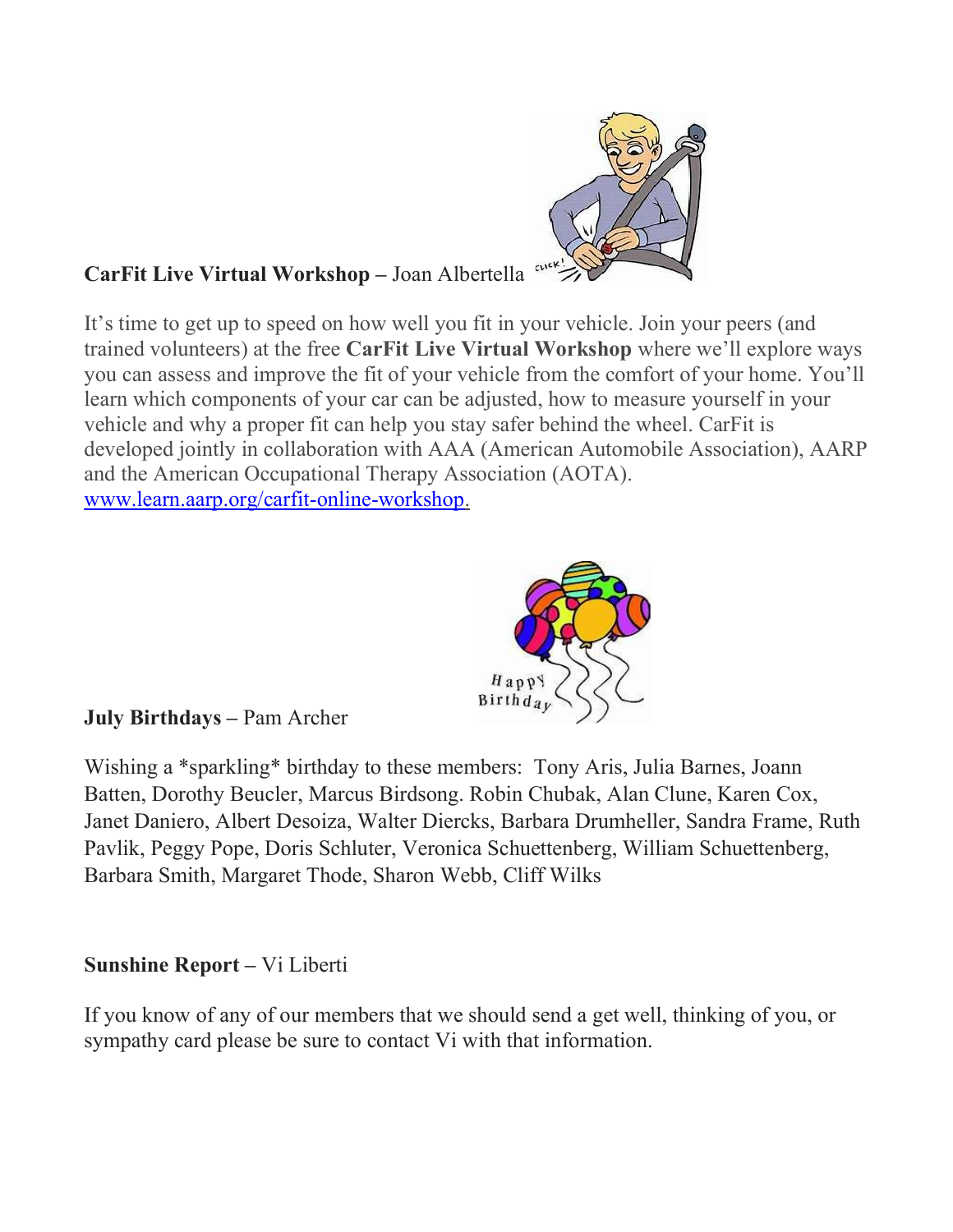**CarFit Live Virtual Workshop –** Joan Albertella

It's time to get up to speed on how well you fit in your vehicle. Join your peers (and trained volunteers) at the free **CarFit Live Virtual Workshop** where we'll explore ways you can assess and improve the fit of your vehicle from the comfort of your home. You'll learn which components of your car can be adjusted, how to measure yourself in your vehicle and why a proper fit can help you stay safer behind the wheel. CarFit is developed jointly in collaboration with AAA (American Automobile Association), AARP and the American Occupational Therapy Association (AOTA). [www.learn.aarp.org/carfit-online-workshop](www.learn.aarp.org/carfit-online-workshop).

**July Birthdays –** Pam Archer

Wishing a *sparkling* birthday to these members: Tony Aris, Julia Barnes, Joann Batten, Dorothy Beucler, Marcus Birdsong. Robin Chubak, Alan Clune, Karen Cox, Janet Daniero, Albert Desoiza, Walter Diercks, Barbara Drumheller, Sandra Frame, Ruth Pavlik, Peggy Pope, Doris Schluter, Veronica Schuettenberg, William Schuettenberg, Barbara Smith, Margaret Thode, Sharon Webb, Cliff Wilks

**Sunshine Report –** Vi Liberti

If you know of any of our members that we should send a get well, thinking of you, or sympathy card please be sure to contact Vi with that information.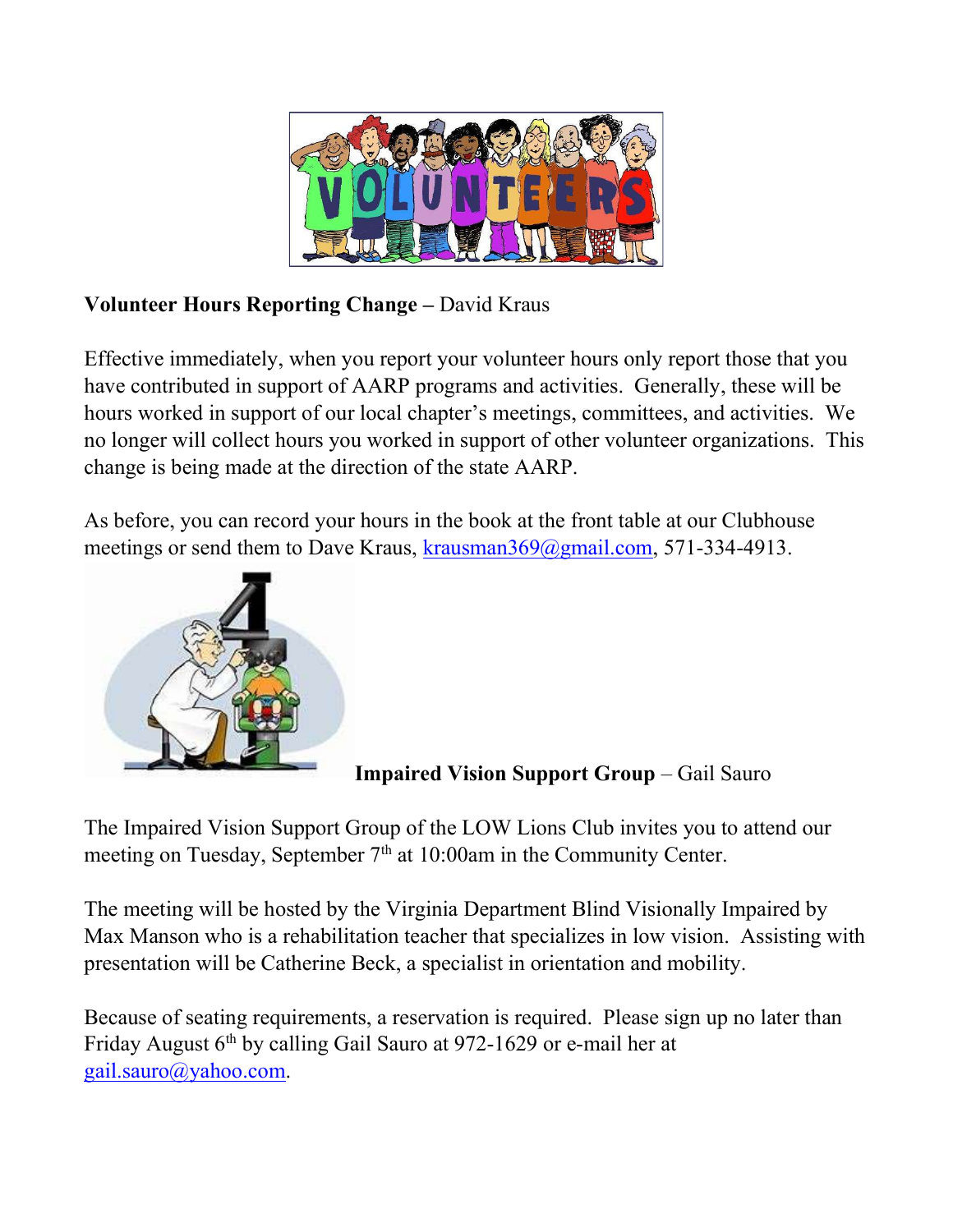**Volunteer Hours Reporting Change –** David Kraus

Effective immediately, when you report your volunteer hours only report those that you have contributed in support of AARP programs and activities. Generally, these will be hours worked in support of our local chapter's meetings, committees, and activities. We no longer will collect hours you worked in support of other volunteer organizations. This change is being made at the direction of the state AARP.

As before, you can record your hours in the book at the front table at our Clubhouse meetings or send them to Dave Kraus, krausman369@gmail.com, 571-334-4913.

**Impaired Vision Support Group** – Gail Sauro

The Impaired Vision Support Group of the LOW Lions Club invites you to attend our meeting on Tuesday, September 7th at 10:00am in the Community Center.

The meeting will be hosted by the Virginia Department Blind Visionally Impaired by Max Manson who is a rehabilitation teacher that specializes in low vision. Assisting with presentation will be Catherine Beck, a specialist in orientation and mobility.

Because of seating requirements, a reservation is required. Please sign up no later than Friday August 6th by calling Gail Sauro at 972-1629 or e-mail her at gail.sauro@yahoo.com.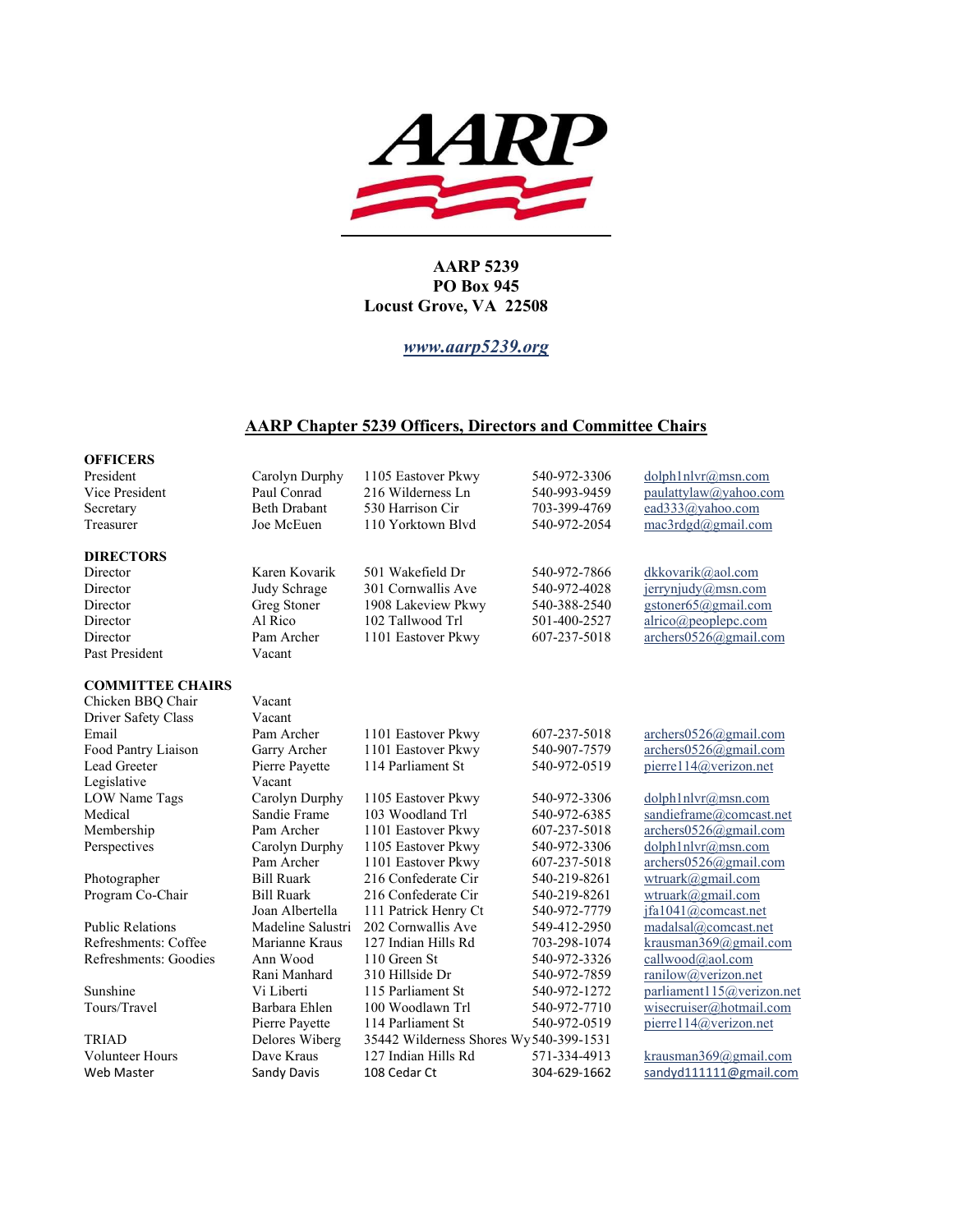**AARP 5239**
**PO Box 945**
**Locust Grove, VA 22508**

***www.aarp5239.org***

## AARP Chapter 5239 Officers, Directors and Committee Chairs

| | | | | |
|---|---|---|---|---|
| **OFFICERS** | | | | |
| President | Carolyn Durphy | 1105 Eastover Pkwy | 540-972-3306 | dolph1nlvr@msn.com |
| Vice President | Paul Conrad | 216 Wilderness Ln | 540-993-9459 | paulattylaw@yahoo.com |
| Secretary | Beth Drabant | 530 Harrison Cir | 703-399-4769 | ead333@yahoo.com |
| Treasurer | Joe McEuen | 110 Yorktown Blvd | 540-972-2054 | mac3rdgd@gmail.com |
| **DIRECTORS** | | | | |
| Director | Karen Kovarik | 501 Wakefield Dr | 540-972-7866 | dkkovarik@aol.com |
| Director | Judy Schrage | 301 Cornwallis Ave | 540-972-4028 | jerrynjudy@msn.com |
| Director | Greg Stoner | 1908 Lakeview Pkwy | 540-388-2540 | gstoner65@gmail.com |
| Director | Al Rico | 102 Tallwood Trl | 501-400-2527 | alrico@peoplepc.com |
| Director | Pam Archer | 1101 Eastover Pkwy | 607-237-5018 | archers0526@gmail.com |
| Past President | Vacant | | | |
| **COMMITTEE CHAIRS** | | | | |
| Chicken BBQ Chair | Vacant | | | |
| Driver Safety Class | Vacant | | | |
| Email | Pam Archer | 1101 Eastover Pkwy | 607-237-5018 | archers0526@gmail.com |
| Food Pantry Liaison | Garry Archer | 1101 Eastover Pkwy | 540-907-7579 | archers0526@gmail.com |
| Lead Greeter | Pierre Payette | 114 Parliament St | 540-972-0519 | pierre114@verizon.net |
| Legislative | Vacant | | | |
| LOW Name Tags | Carolyn Durphy | 1105 Eastover Pkwy | 540-972-3306 | dolph1nlvr@msn.com |
| Medical | Sandie Frame | 103 Woodland Trl | 540-972-6385 | sandieframe@comcast.net |
| Membership | Pam Archer | 1101 Eastover Pkwy | 607-237-5018 | archers0526@gmail.com |
| Perspectives | Carolyn Durphy | 1105 Eastover Pkwy | 540-972-3306 | dolph1nlvr@msn.com |
| | Pam Archer | 1101 Eastover Pkwy | 607-237-5018 | archers0526@gmail.com |
| Photographer | Bill Ruark | 216 Confederate Cir | 540-219-8261 | wtruark@gmail.com |
| Program Co-Chair | Bill Ruark | 216 Confederate Cir | 540-219-8261 | wtruark@gmail.com |
| | Joan Albertella | 111 Patrick Henry Ct | 540-972-7779 | jfa1041@comcast.net |
| Public Relations | Madeline Salustri | 202 Cornwallis Ave | 549-412-2950 | madalsal@comcast.net |
| Refreshments: Coffee | Marianne Kraus | 127 Indian Hills Rd | 703-298-1074 | krausman369@gmail.com |
| Refreshments: Goodies | Ann Wood | 110 Green St | 540-972-3326 | callwood@aol.com |
| | Rani Manhard | 310 Hillside Dr | 540-972-7859 | ranilow@verizon.net |
| Sunshine | Vi Liberti | 115 Parliament St | 540-972-1272 | parliament115@verizon.net |
| Tours/Travel | Barbara Ehlen | 100 Woodlawn Trl | 540-972-7710 | wisecruiser@hotmail.com |
| | Pierre Payette | 114 Parliament St | 540-972-0519 | pierre114@verizon.net |
| TRIAD | Delores Wiberg | 35442 Wilderness Shores Wy | 540-399-1531 | |
| Volunteer Hours | Dave Kraus | 127 Indian Hills Rd | 571-334-4913 | krausman369@gmail.com |
| Web Master | Sandy Davis | 108 Cedar Ct | 304-629-1662 | sandyd111111@gmail.com |